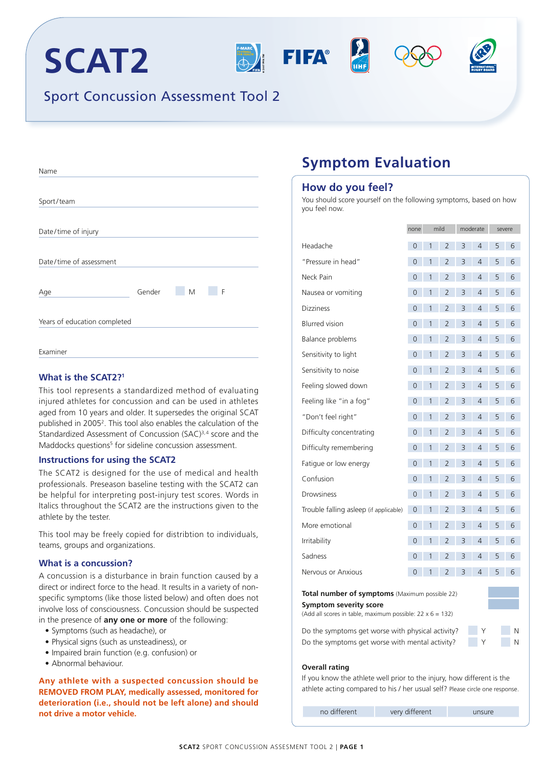# SCAT2

## Sport Concussion Assessment Tool 2

Name

Sport/team

Date/time of injury

Date/time of assessment

Age　　Gender　M　F

Years of education completed

Examiner

### What is the SCAT2?[1]

This tool represents a standardized method of evaluating injured athletes for concussion and can be used in athletes aged from 10 years and older. It supersedes the original SCAT published in 2005[2]. This tool also enables the calculation of the Standardized Assessment of Concussion (SAC)[3,4] score and the Maddocks questions[5] for sideline concussion assessment.

### Instructions for using the SCAT2

The SCAT2 is designed for the use of medical and health professionals. Preseason baseline testing with the SCAT2 can be helpful for interpreting post-injury test scores. Words in Italics throughout the SCAT2 are the instructions given to the athlete by the tester.

This tool may be freely copied for distribtion to individuals, teams, groups and organizations.

### What is a concussion?

A concussion is a disturbance in brain function caused by a direct or indirect force to the head. It results in a variety of non-specific symptoms (like those listed below) and often does not involve loss of consciousness. Concussion should be suspected in the presence of **any one or more** of the following:

- Symptoms (such as headache), or
- Physical signs (such as unsteadiness), or
- Impaired brain function (e.g. confusion) or
- Abnormal behaviour.

**Any athlete with a suspected concussion should be REMOVED FROM PLAY, medically assessed, monitored for deterioration (i.e., should not be left alone) and should not drive a motor vehicle.**

## Symptom Evaluation

### How do you feel?

You should score yourself on the following symptoms, based on how you feel now.

| | none | mild | | moderate | | severe | |
|---|---|---|---|---|---|---|---|
| Headache | 0 | 1 | 2 | 3 | 4 | 5 | 6 |
| "Pressure in head" | 0 | 1 | 2 | 3 | 4 | 5 | 6 |
| Neck Pain | 0 | 1 | 2 | 3 | 4 | 5 | 6 |
| Nausea or vomiting | 0 | 1 | 2 | 3 | 4 | 5 | 6 |
| Dizziness | 0 | 1 | 2 | 3 | 4 | 5 | 6 |
| Blurred vision | 0 | 1 | 2 | 3 | 4 | 5 | 6 |
| Balance problems | 0 | 1 | 2 | 3 | 4 | 5 | 6 |
| Sensitivity to light | 0 | 1 | 2 | 3 | 4 | 5 | 6 |
| Sensitivity to noise | 0 | 1 | 2 | 3 | 4 | 5 | 6 |
| Feeling slowed down | 0 | 1 | 2 | 3 | 4 | 5 | 6 |
| Feeling like "in a fog" | 0 | 1 | 2 | 3 | 4 | 5 | 6 |
| "Don't feel right" | 0 | 1 | 2 | 3 | 4 | 5 | 6 |
| Difficulty concentrating | 0 | 1 | 2 | 3 | 4 | 5 | 6 |
| Difficulty remembering | 0 | 1 | 2 | 3 | 4 | 5 | 6 |
| Fatigue or low energy | 0 | 1 | 2 | 3 | 4 | 5 | 6 |
| Confusion | 0 | 1 | 2 | 3 | 4 | 5 | 6 |
| Drowsiness | 0 | 1 | 2 | 3 | 4 | 5 | 6 |
| Trouble falling asleep (if applicable) | 0 | 1 | 2 | 3 | 4 | 5 | 6 |
| More emotional | 0 | 1 | 2 | 3 | 4 | 5 | 6 |
| Irritability | 0 | 1 | 2 | 3 | 4 | 5 | 6 |
| Sadness | 0 | 1 | 2 | 3 | 4 | 5 | 6 |
| Nervous or Anxious | 0 | 1 | 2 | 3 | 4 | 5 | 6 |

**Total number of symptoms** (Maximum possible 22)

**Symptom severity score**
(Add all scores in table, maximum possible: 22 x 6 = 132)

Do the symptoms get worse with physical activity?　Y　N

Do the symptoms get worse with mental activity?　Y　N

**Overall rating**

If you know the athlete well prior to the injury, how different is the athlete acting compared to his / her usual self? Please circle one response.

| no different | very different | unsure |
|---|---|---|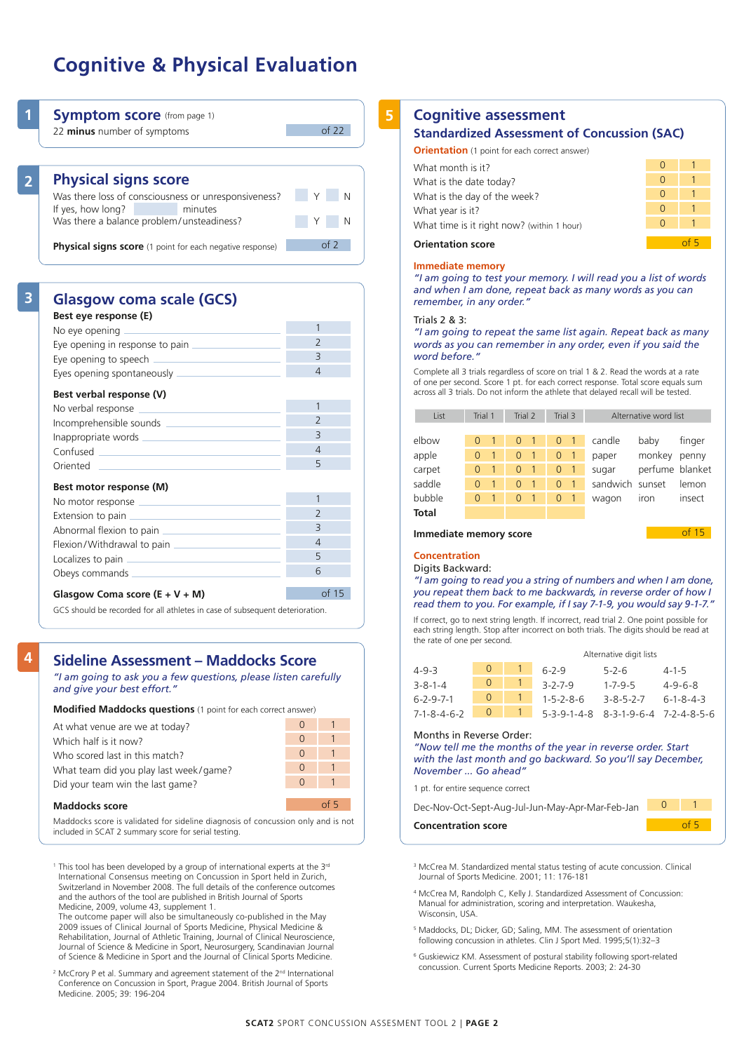# Cognitive & Physical Evaluation

## 1 Symptom score (from page 1)

22 **minus** number of symptoms — of 22

## 2 Physical signs score

Was there loss of consciousness or unresponsiveness? Y N

If yes, how long? minutes

Was there a balance problem/unsteadiness? Y N

**Physical signs score** (1 point for each negative response) — of 2

## 3 Glasgow coma scale (GCS)

| Best eye response (E) | |
|---|---|
| No eye opening | 1 |
| Eye opening in response to pain | 2 |
| Eye opening to speech | 3 |
| Eyes opening spontaneously | 4 |

| Best verbal response (V) | |
|---|---|
| No verbal response | 1 |
| Incomprehensible sounds | 2 |
| Inappropriate words | 3 |
| Confused | 4 |
| Oriented | 5 |

| Best motor response (M) | |
|---|---|
| No motor response | 1 |
| Extension to pain | 2 |
| Abnormal flexion to pain | 3 |
| Flexion/Withdrawal to pain | 4 |
| Localizes to pain | 5 |
| Obeys commands | 6 |

**Glasgow Coma score (E + V + M)** — of 15

GCS should be recorded for all athletes in case of subsequent deterioration.

## 4 Sideline Assessment – Maddocks Score

*"I am going to ask you a few questions, please listen carefully and give your best effort."*

**Modified Maddocks questions** (1 point for each correct answer)

| | | |
|---|---|---|
| At what venue are we at today? | 0 | 1 |
| Which half is it now? | 0 | 1 |
| Who scored last in this match? | 0 | 1 |
| What team did you play last week/game? | 0 | 1 |
| Did your team win the last game? | 0 | 1 |

**Maddocks score** — of 5

Maddocks score is validated for sideline diagnosis of concussion only and is not included in SCAT 2 summary score for serial testing.

## 5 Cognitive assessment

### Standardized Assessment of Concussion (SAC)

**Orientation** (1 point for each correct answer)

| | | |
|---|---|---|
| What month is it? | 0 | 1 |
| What is the date today? | 0 | 1 |
| What is the day of the week? | 0 | 1 |
| What year is it? | 0 | 1 |
| What time is it right now? (within 1 hour) | 0 | 1 |

**Orientation score** — of 5

**Immediate memory**

*"I am going to test your memory. I will read you a list of words and when I am done, repeat back as many words as you can remember, in any order."*

Trials 2 & 3:

*"I am going to repeat the same list again. Repeat back as many words as you can remember in any order, even if you said the word before."*

Complete all 3 trials regardless of score on trial 1 & 2. Read the words at a rate of one per second. Score 1 pt. for each correct response. Total score equals sum across all 3 trials. Do not inform the athlete that delayed recall will be tested.

| List | Trial 1 | Trial 2 | Trial 3 | Alternative word list | | |
|---|---|---|---|---|---|---|
| elbow | 0 1 | 0 1 | 0 1 | candle | baby | finger |
| apple | 0 1 | 0 1 | 0 1 | paper | monkey | penny |
| carpet | 0 1 | 0 1 | 0 1 | sugar | perfume | blanket |
| saddle | 0 1 | 0 1 | 0 1 | sandwich | sunset | lemon |
| bubble | 0 1 | 0 1 | 0 1 | wagon | iron | insect |
| **Total** | | | | | | |

**Immediate memory score** — of 15

**Concentration**

Digits Backward:

*"I am going to read you a string of numbers and when I am done, you repeat them back to me backwards, in reverse order of how I read them to you. For example, if I say 7-1-9, you would say 9-1-7."*

If correct, go to next string length. If incorrect, read trial 2. One point possible for each string length. Stop after incorrect on both trials. The digits should be read at the rate of one per second.

| | | | Alternative digit lists | | |
|---|---|---|---|---|---|
| 4-9-3 | 0 | 1 | 6-2-9 | 5-2-6 | 4-1-5 |
| 3-8-1-4 | 0 | 1 | 3-2-7-9 | 1-7-9-5 | 4-9-6-8 |
| 6-2-9-7-1 | 0 | 1 | 1-5-2-8-6 | 3-8-5-2-7 | 6-1-8-4-3 |
| 7-1-8-4-6-2 | 0 | 1 | 5-3-9-1-4-8 | 8-3-1-9-6-4 | 7-2-4-8-5-6 |

Months in Reverse Order:

*"Now tell me the months of the year in reverse order. Start with the last month and go backward. So you'll say December, November ... Go ahead"*

1 pt. for entire sequence correct

| | | |
|---|---|---|
| Dec-Nov-Oct-Sept-Aug-Jul-Jun-May-Apr-Mar-Feb-Jan | 0 | 1 |

**Concentration score** — of 5

[1] This tool has been developed by a group of international experts at the 3rd International Consensus meeting on Concussion in Sport held in Zurich, Switzerland in November 2008. The full details of the conference outcomes and the authors of the tool are published in British Journal of Sports Medicine, 2009, volume 43, supplement 1.
The outcome paper will also be simultaneously co-published in the May 2009 issues of Clinical Journal of Sports Medicine, Physical Medicine & Rehabilitation, Journal of Athletic Training, Journal of Clinical Neuroscience, Journal of Science & Medicine in Sport, Neurosurgery, Scandinavian Journal of Science & Medicine in Sport and the Journal of Clinical Sports Medicine.

[2] McCrory P et al. Summary and agreement statement of the 2nd International Conference on Concussion in Sport, Prague 2004. British Journal of Sports Medicine. 2005; 39: 196-204

[3] McCrea M. Standardized mental status testing of acute concussion. Clinical Journal of Sports Medicine. 2001; 11: 176-181

[4] McCrea M, Randolph C, Kelly J. Standardized Assessment of Concussion: Manual for administration, scoring and interpretation. Waukesha, Wisconsin, USA.

[5] Maddocks, DL; Dicker, GD; Saling, MM. The assessment of orientation following concussion in athletes. Clin J Sport Med. 1995;5(1):32–3

[6] Guskiewicz KM. Assessment of postural stability following sport-related concussion. Current Sports Medicine Reports. 2003; 2: 24-30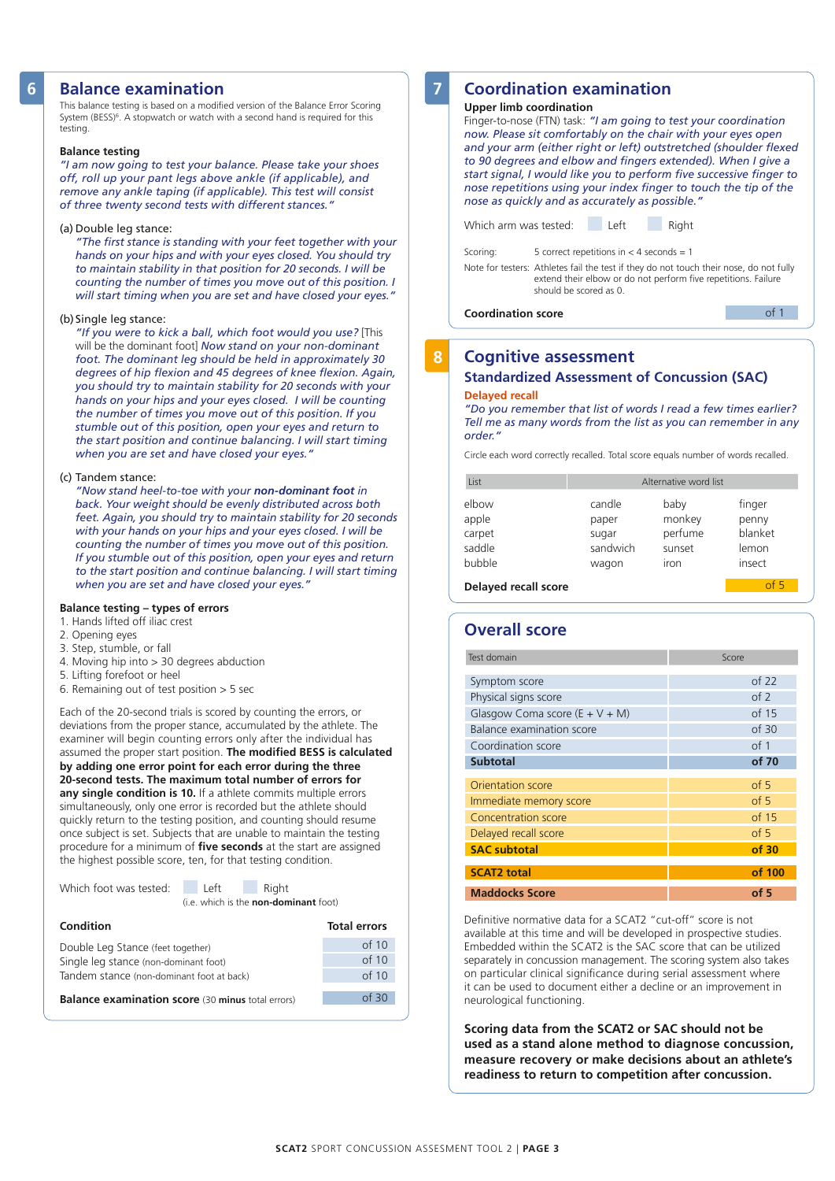## 6 Balance examination

This balance testing is based on a modified version of the Balance Error Scoring System (BESS)[6]. A stopwatch or watch with a second hand is required for this testing.

### Balance testing

*"I am now going to test your balance. Please take your shoes off, roll up your pant legs above ankle (if applicable), and remove any ankle taping (if applicable). This test will consist of three twenty second tests with different stances."*

(a) Double leg stance:
*"The first stance is standing with your feet together with your hands on your hips and with your eyes closed. You should try to maintain stability in that position for 20 seconds. I will be counting the number of times you move out of this position. I will start timing when you are set and have closed your eyes."*

(b) Single leg stance:
*"If you were to kick a ball, which foot would you use?* [This will be the dominant foot] *Now stand on your non-dominant foot. The dominant leg should be held in approximately 30 degrees of hip flexion and 45 degrees of knee flexion. Again, you should try to maintain stability for 20 seconds with your hands on your hips and your eyes closed. I will be counting the number of times you move out of this position. If you stumble out of this position, open your eyes and return to the start position and continue balancing. I will start timing when you are set and have closed your eyes."*

(c) Tandem stance:
*"Now stand heel-to-toe with your* ***non-dominant foot*** *in back. Your weight should be evenly distributed across both feet. Again, you should try to maintain stability for 20 seconds with your hands on your hips and your eyes closed. I will be counting the number of times you move out of this position. If you stumble out of this position, open your eyes and return to the start position and continue balancing. I will start timing when you are set and have closed your eyes."*

### Balance testing – types of errors

1. Hands lifted off iliac crest
2. Opening eyes
3. Step, stumble, or fall
4. Moving hip into > 30 degrees abduction
5. Lifting forefoot or heel
6. Remaining out of test position > 5 sec

Each of the 20-second trials is scored by counting the errors, or deviations from the proper stance, accumulated by the athlete. The examiner will begin counting errors only after the individual has assumed the proper start position. **The modified BESS is calculated by adding one error point for each error during the three 20-second tests. The maximum total number of errors for any single condition is 10.** If a athlete commits multiple errors simultaneously, only one error is recorded but the athlete should quickly return to the testing position, and counting should resume once subject is set. Subjects that are unable to maintain the testing procedure for a minimum of **five seconds** at the start are assigned the highest possible score, ten, for that testing condition.

Which foot was tested: ☐ Left ☐ Right
(i.e. which is the **non-dominant** foot)

| Condition | Total errors |
|---|---|
| Double Leg Stance (feet together) | of 10 |
| Single leg stance (non-dominant foot) | of 10 |
| Tandem stance (non-dominant foot at back) | of 10 |
| **Balance examination score** (30 **minus** total errors) | of 30 |

## 7 Coordination examination

### Upper limb coordination

Finger-to-nose (FTN) task: *"I am going to test your coordination now. Please sit comfortably on the chair with your eyes open and your arm (either right or left) outstretched (shoulder flexed to 90 degrees and elbow and fingers extended). When I give a start signal, I would like you to perform five successive finger to nose repetitions using your index finger to touch the tip of the nose as quickly and as accurately as possible."*

Which arm was tested: ☐ Left ☐ Right

Scoring: 5 correct repetitions in < 4 seconds = 1

Note for testers: Athletes fail the test if they do not touch their nose, do not fully extend their elbow or do not perform five repetitions. Failure should be scored as 0.

**Coordination score** of 1

## 8 Cognitive assessment

### Standardized Assessment of Concussion (SAC)

**Delayed recall**

*"Do you remember that list of words I read a few times earlier? Tell me as many words from the list as you can remember in any order."*

Circle each word correctly recalled. Total score equals number of words recalled.

| List | Alternative word list | | |
|---|---|---|---|
| elbow | candle | baby | finger |
| apple | paper | monkey | penny |
| carpet | sugar | perfume | blanket |
| saddle | sandwich | sunset | lemon |
| bubble | wagon | iron | insect |

**Delayed recall score** of 5

## Overall score

| Test domain | Score |
|---|---|
| Symptom score | of 22 |
| Physical signs score | of 2 |
| Glasgow Coma score (E + V + M) | of 15 |
| Balance examination score | of 30 |
| Coordination score | of 1 |
| **Subtotal** | **of 70** |
| Orientation score | of 5 |
| Immediate memory score | of 5 |
| Concentration score | of 15 |
| Delayed recall score | of 5 |
| **SAC subtotal** | **of 30** |
| **SCAT2 total** | **of 100** |
| **Maddocks Score** | **of 5** |

Definitive normative data for a SCAT2 "cut-off" score is not available at this time and will be developed in prospective studies. Embedded within the SCAT2 is the SAC score that can be utilized separately in concussion management. The scoring system also takes on particular clinical significance during serial assessment where it can be used to document either a decline or an improvement in neurological functioning.

**Scoring data from the SCAT2 or SAC should not be used as a stand alone method to diagnose concussion, measure recovery or make decisions about an athlete's readiness to return to competition after concussion.**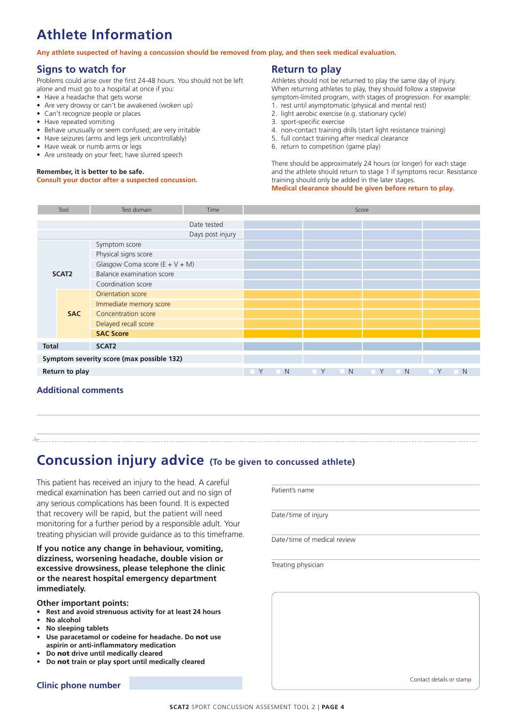# Athlete Information

**Any athlete suspected of having a concussion should be removed from play, and then seek medical evaluation.**

## Signs to watch for

Problems could arise over the first 24-48 hours. You should not be left alone and must go to a hospital at once if you:

- Have a headache that gets worse
- Are very drowsy or can't be awakened (woken up)
- Can't recognize people or places
- Have repeated vomiting
- Behave unusually or seem confused; are very irritable
- Have seizures (arms and legs jerk uncontrollably)
- Have weak or numb arms or legs
- Are unsteady on your feet; have slurred speech

**Remember, it is better to be safe.**
**Consult your doctor after a suspected concussion.**

## Return to play

Athletes should not be returned to play the same day of injury. When returning athletes to play, they should follow a stepwise symptom-limited program, with stages of progression. For example:

1. rest until asymptomatic (physical and mental rest)
2. light aerobic exercise (e.g. stationary cycle)
3. sport-specific exercise
4. non-contact training drills (start light resistance training)
5. full contact training after medical clearance
6. return to competition (game play)

There should be approximately 24 hours (or longer) for each stage and the athlete should return to stage 1 if symptoms recur. Resistance training should only be added in the later stages.
**Medical clearance should be given before return to play.**

| Tool | Test domain | Time | Score | | | |
|---|---|---|---|---|---|---|
| | | Date tested | | | | |
| | | Days post injury | | | | |
| SCAT2 | Symptom score | | | | | |
| | Physical signs score | | | | | |
| | Glasgow Coma score (E + V + M) | | | | | |
| | Balance examination score | | | | | |
| | Coordination score | | | | | |
| SAC | Orientation score | | | | | |
| | Immediate memory score | | | | | |
| | Concentration score | | | | | |
| | Delayed recall score | | | | | |
| | **SAC Score** | | | | | |
| **Total** | **SCAT2** | | | | | |
| **Symptom severity score (max possible 132)** | | | | | | |
| **Return to play** | | | ☐ Y ☐ N | ☐ Y ☐ N | ☐ Y ☐ N | ☐ Y ☐ N |

### Additional comments

# Concussion injury advice (To be given to concussed athlete)

This patient has received an injury to the head. A careful medical examination has been carried out and no sign of any serious complications has been found. It is expected that recovery will be rapid, but the patient will need monitoring for a further period by a responsible adult. Your treating physician will provide guidance as to this timeframe.

**If you notice any change in behaviour, vomiting, dizziness, worsening headache, double vision or excessive drowsiness, please telephone the clinic or the nearest hospital emergency department immediately.**

**Other important points:**

- **Rest and avoid strenuous activity for at least 24 hours**
- **No alcohol**
- **No sleeping tablets**
- **Use paracetamol or codeine for headache. Do not use aspirin or anti-inflammatory medication**
- **Do not drive until medically cleared**
- **Do not train or play sport until medically cleared**

**Clinic phone number**

Patient's name

Date/time of injury

Date/time of medical review

Treating physician

Contact details or stamp